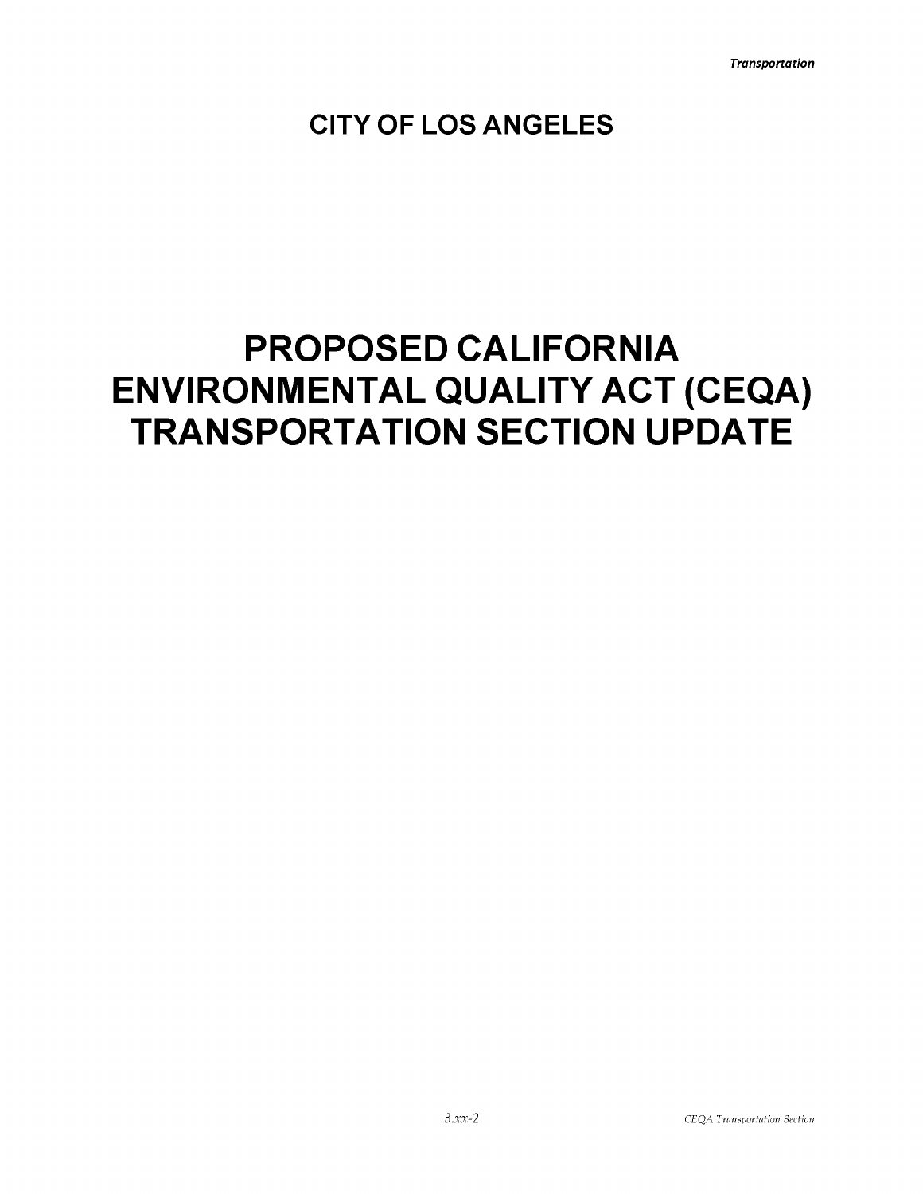# CITY OF LOS ANGELES

# PROPOSED CALIFORNIA ENVIRONMENTAL QUALITY ACT (CEQA) TRANSPORTATION SECTION UPDATE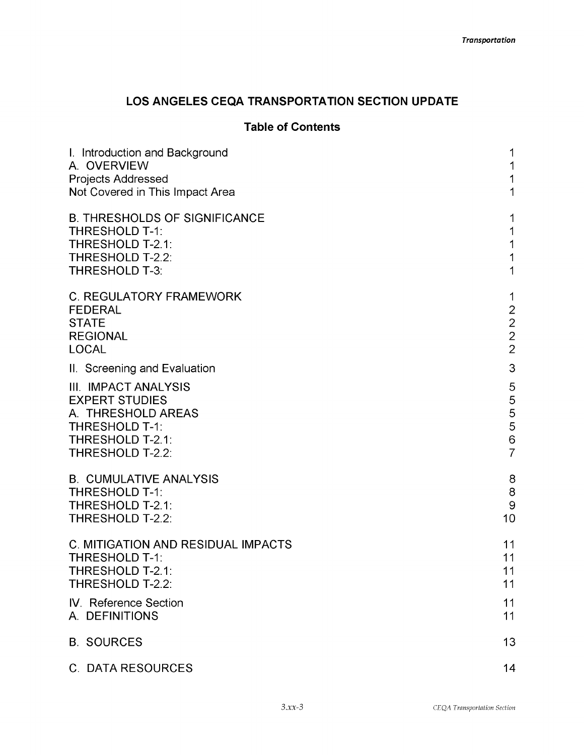# LOS ANGELES CEQA TRANSPORTATION SECTION UPDATE

## Table of Contents

| | |
|---|---|
| I. Introduction and Background | 1 |
| A. OVERVIEW | 1 |
| Projects Addressed | 1 |
| Not Covered in This Impact Area | 1 |
| B. THRESHOLDS OF SIGNIFICANCE | 1 |
| THRESHOLD T-1: | 1 |
| THRESHOLD T-2.1: | 1 |
| THRESHOLD T-2.2: | 1 |
| THRESHOLD T-3: | 1 |
| C. REGULATORY FRAMEWORK | 1 |
| FEDERAL | 2 |
| STATE | 2 |
| REGIONAL | 2 |
| LOCAL | 2 |
| II. Screening and Evaluation | 3 |
| III. IMPACT ANALYSIS | 5 |
| EXPERT STUDIES | 5 |
| A. THRESHOLD AREAS | 5 |
| THRESHOLD T-1: | 5 |
| THRESHOLD T-2.1: | 6 |
| THRESHOLD T-2.2: | 7 |
| B. CUMULATIVE ANALYSIS | 8 |
| THRESHOLD T-1: | 8 |
| THRESHOLD T-2.1: | 9 |
| THRESHOLD T-2.2: | 10 |
| C. MITIGATION AND RESIDUAL IMPACTS | 11 |
| THRESHOLD T-1: | 11 |
| THRESHOLD T-2.1: | 11 |
| THRESHOLD T-2.2: | 11 |
| IV. Reference Section | 11 |
| A. DEFINITIONS | 11 |
| B. SOURCES | 13 |
| C. DATA RESOURCES | 14 |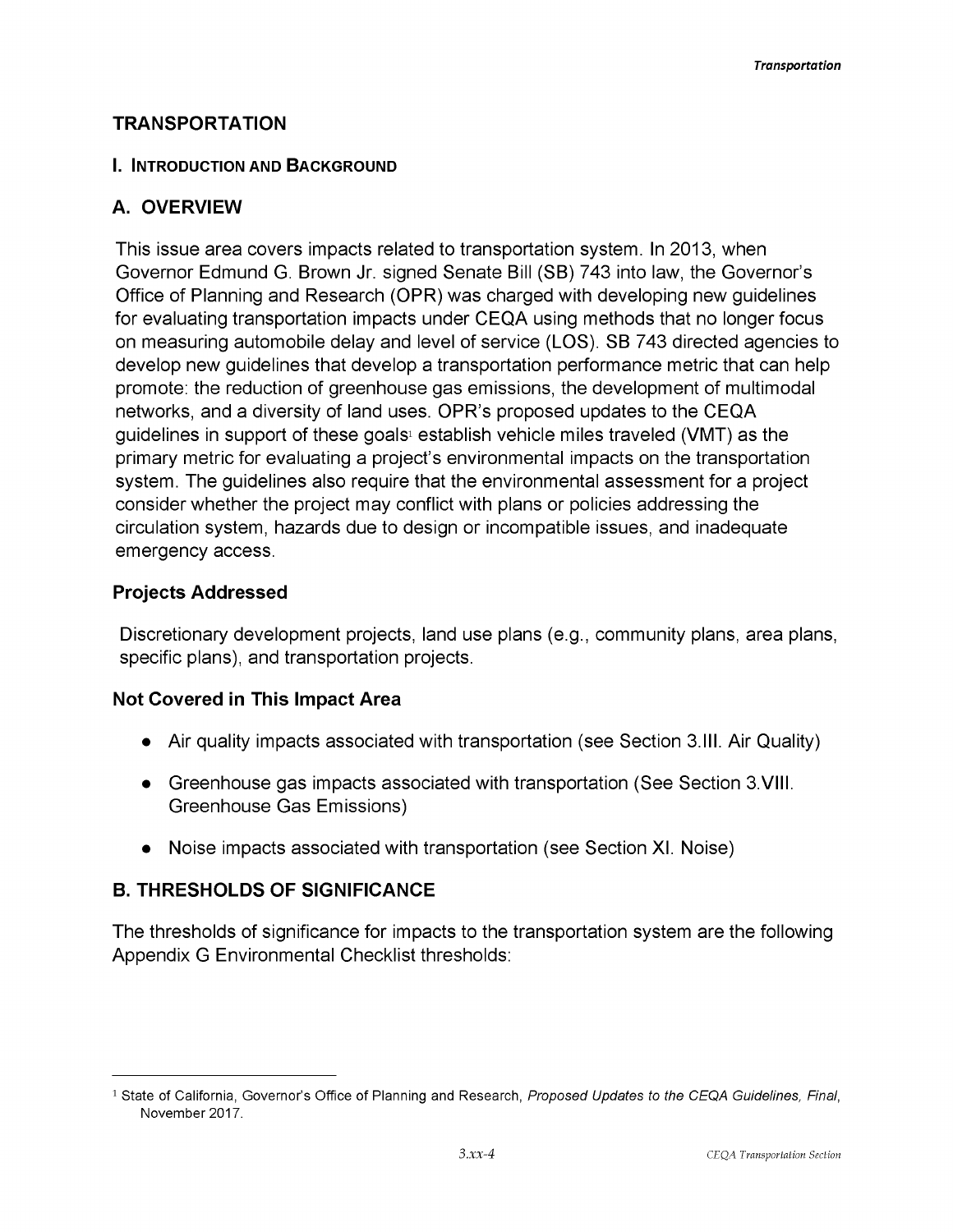## TRANSPORTATION

### I. Introduction and Background

## A. OVERVIEW

This issue area covers impacts related to transportation system. In 2013, when Governor Edmund G. Brown Jr. signed Senate Bill (SB) 743 into law, the Governor's Office of Planning and Research (OPR) was charged with developing new guidelines for evaluating transportation impacts under CEQA using methods that no longer focus on measuring automobile delay and level of service (LOS). SB 743 directed agencies to develop new guidelines that develop a transportation performance metric that can help promote: the reduction of greenhouse gas emissions, the development of multimodal networks, and a diversity of land uses. OPR's proposed updates to the CEQA guidelines in support of these goals[1] establish vehicle miles traveled (VMT) as the primary metric for evaluating a project's environmental impacts on the transportation system. The guidelines also require that the environmental assessment for a project consider whether the project may conflict with plans or policies addressing the circulation system, hazards due to design or incompatible issues, and inadequate emergency access.

### Projects Addressed

Discretionary development projects, land use plans (e.g., community plans, area plans, specific plans), and transportation projects.

### Not Covered in This Impact Area

- Air quality impacts associated with transportation (see Section 3.III. Air Quality)
- Greenhouse gas impacts associated with transportation (See Section 3.VIII. Greenhouse Gas Emissions)
- Noise impacts associated with transportation (see Section XI. Noise)

## B. THRESHOLDS OF SIGNIFICANCE

The thresholds of significance for impacts to the transportation system are the following Appendix G Environmental Checklist thresholds:

---

[1] State of California, Governor's Office of Planning and Research, *Proposed Updates to the CEQA Guidelines, Final*, November 2017.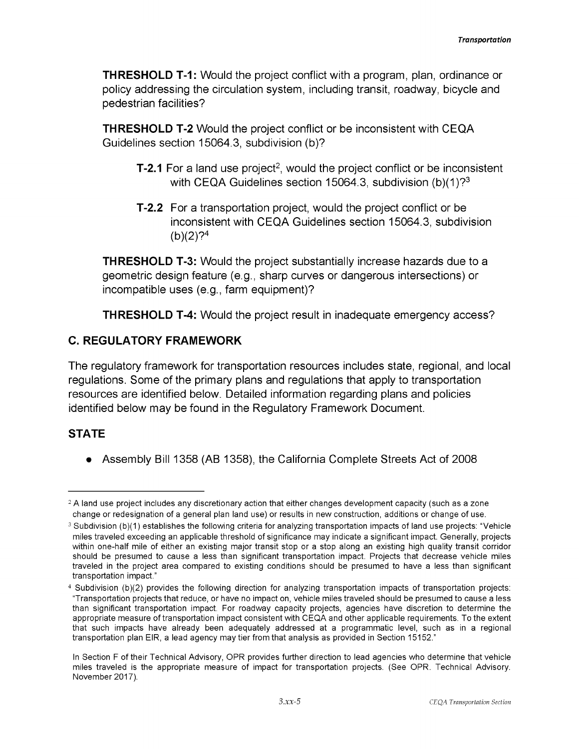**THRESHOLD T-1:** Would the project conflict with a program, plan, ordinance or policy addressing the circulation system, including transit, roadway, bicycle and pedestrian facilities?

**THRESHOLD T-2** Would the project conflict or be inconsistent with CEQA Guidelines section 15064.3, subdivision (b)?

> **T-2.1** For a land use project[2], would the project conflict or be inconsistent with CEQA Guidelines section 15064.3, subdivision (b)(1)?[3]
>
> **T-2.2** For a transportation project, would the project conflict or be inconsistent with CEQA Guidelines section 15064.3, subdivision (b)(2)?[4]

**THRESHOLD T-3:** Would the project substantially increase hazards due to a geometric design feature (e.g., sharp curves or dangerous intersections) or incompatible uses (e.g., farm equipment)?

**THRESHOLD T-4:** Would the project result in inadequate emergency access?

## C. REGULATORY FRAMEWORK

The regulatory framework for transportation resources includes state, regional, and local regulations. Some of the primary plans and regulations that apply to transportation resources are identified below. Detailed information regarding plans and policies identified below may be found in the Regulatory Framework Document.

### STATE

- Assembly Bill 1358 (AB 1358), the California Complete Streets Act of 2008

---

[2] A land use project includes any discretionary action that either changes development capacity (such as a zone change or redesignation of a general plan land use) or results in new construction, additions or change of use.

[3] Subdivision (b)(1) establishes the following criteria for analyzing transportation impacts of land use projects: "Vehicle miles traveled exceeding an applicable threshold of significance may indicate a significant impact. Generally, projects within one-half mile of either an existing major transit stop or a stop along an existing high quality transit corridor should be presumed to cause a less than significant transportation impact. Projects that decrease vehicle miles traveled in the project area compared to existing conditions should be presumed to have a less than significant transportation impact."

[4] Subdivision (b)(2) provides the following direction for analyzing transportation impacts of transportation projects: "Transportation projects that reduce, or have no impact on, vehicle miles traveled should be presumed to cause a less than significant transportation impact. For roadway capacity projects, agencies have discretion to determine the appropriate measure of transportation impact consistent with CEQA and other applicable requirements. To the extent that such impacts have already been adequately addressed at a programmatic level, such as in a regional transportation plan EIR, a lead agency may tier from that analysis as provided in Section 15152."

In Section F of their Technical Advisory, OPR provides further direction to lead agencies who determine that vehicle miles traveled is the appropriate measure of impact for transportation projects. (See OPR. Technical Advisory. November 2017).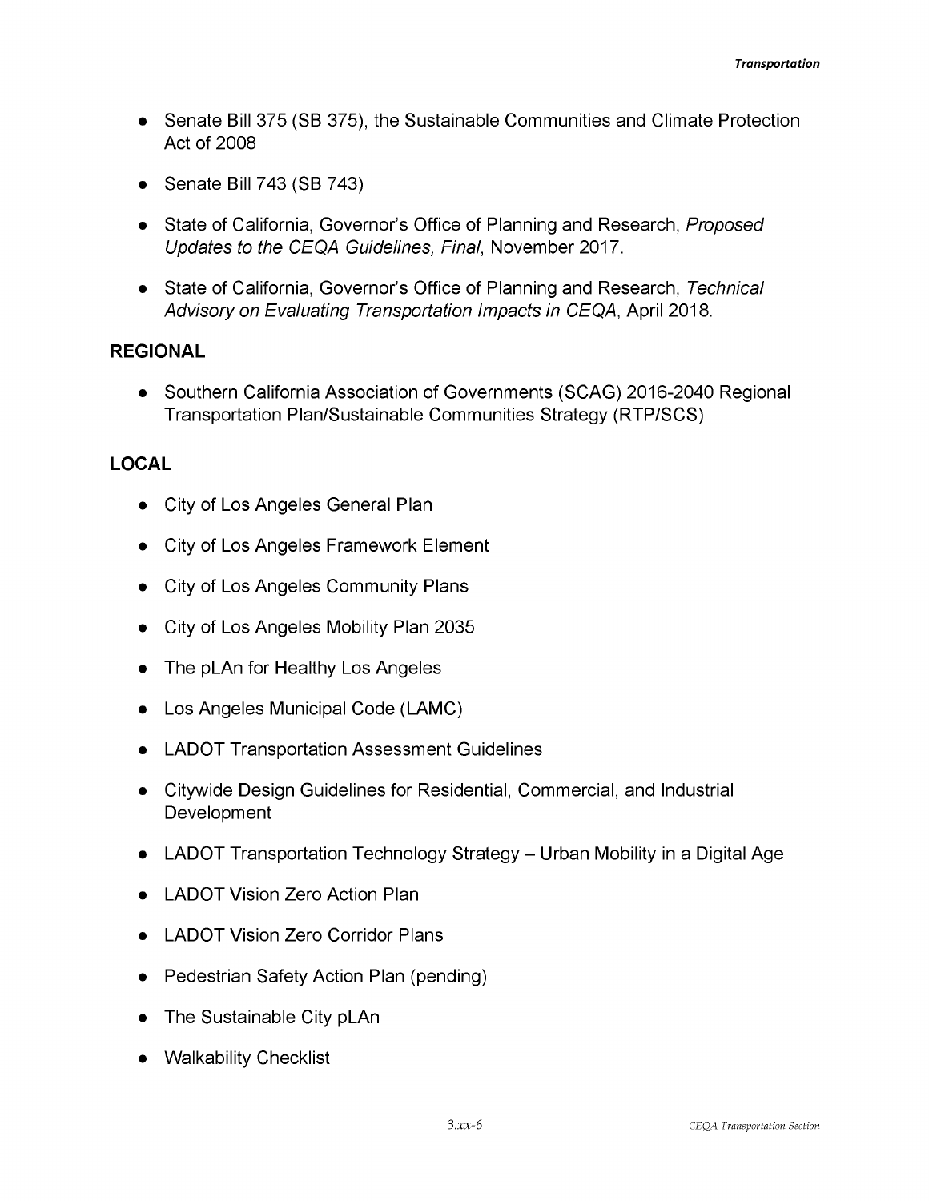- Senate Bill 375 (SB 375), the Sustainable Communities and Climate Protection Act of 2008
- Senate Bill 743 (SB 743)
- State of California, Governor's Office of Planning and Research, *Proposed Updates to the CEQA Guidelines, Final*, November 2017.
- State of California, Governor's Office of Planning and Research, *Technical Advisory on Evaluating Transportation Impacts in CEQA*, April 2018.

## REGIONAL

- Southern California Association of Governments (SCAG) 2016-2040 Regional Transportation Plan/Sustainable Communities Strategy (RTP/SCS)

## LOCAL

- City of Los Angeles General Plan
- City of Los Angeles Framework Element
- City of Los Angeles Community Plans
- City of Los Angeles Mobility Plan 2035
- The pLAn for Healthy Los Angeles
- Los Angeles Municipal Code (LAMC)
- LADOT Transportation Assessment Guidelines
- Citywide Design Guidelines for Residential, Commercial, and Industrial Development
- LADOT Transportation Technology Strategy – Urban Mobility in a Digital Age
- LADOT Vision Zero Action Plan
- LADOT Vision Zero Corridor Plans
- Pedestrian Safety Action Plan (pending)
- The Sustainable City pLAn
- Walkability Checklist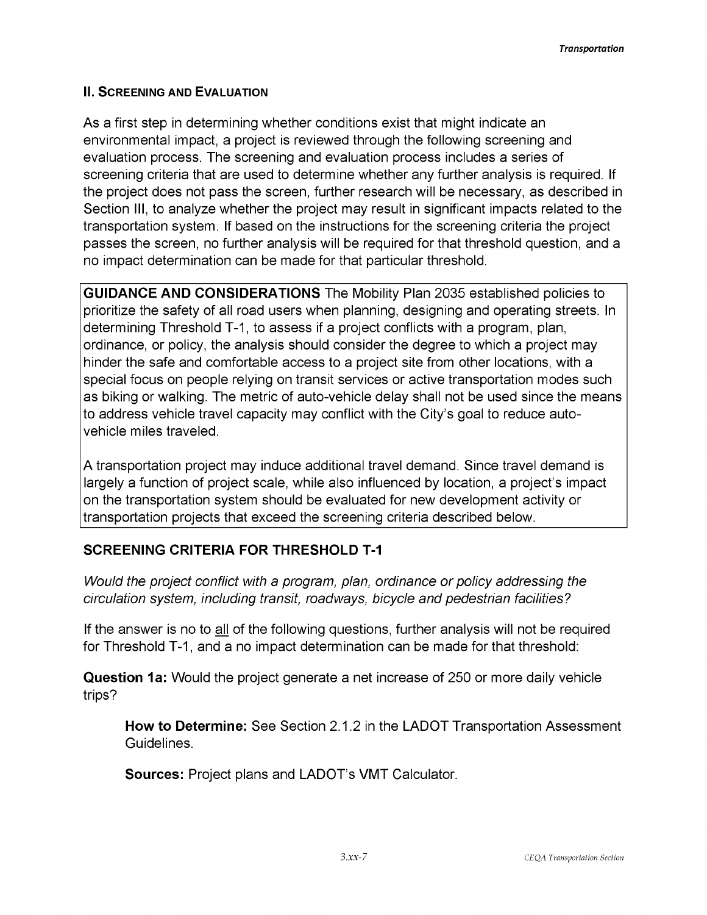## II. Screening and Evaluation

As a first step in determining whether conditions exist that might indicate an environmental impact, a project is reviewed through the following screening and evaluation process. The screening and evaluation process includes a series of screening criteria that are used to determine whether any further analysis is required. If the project does not pass the screen, further research will be necessary, as described in Section III, to analyze whether the project may result in significant impacts related to the transportation system. If based on the instructions for the screening criteria the project passes the screen, no further analysis will be required for that threshold question, and a no impact determination can be made for that particular threshold.

**GUIDANCE AND CONSIDERATIONS** The Mobility Plan 2035 established policies to prioritize the safety of all road users when planning, designing and operating streets. In determining Threshold T-1, to assess if a project conflicts with a program, plan, ordinance, or policy, the analysis should consider the degree to which a project may hinder the safe and comfortable access to a project site from other locations, with a special focus on people relying on transit services or active transportation modes such as biking or walking. The metric of auto-vehicle delay shall not be used since the means to address vehicle travel capacity may conflict with the City's goal to reduce auto-vehicle miles traveled.

A transportation project may induce additional travel demand. Since travel demand is largely a function of project scale, while also influenced by location, a project's impact on the transportation system should be evaluated for new development activity or transportation projects that exceed the screening criteria described below.

### SCREENING CRITERIA FOR THRESHOLD T-1

*Would the project conflict with a program, plan, ordinance or policy addressing the circulation system, including transit, roadways, bicycle and pedestrian facilities?*

If the answer is no to <u>all</u> of the following questions, further analysis will not be required for Threshold T-1, and a no impact determination can be made for that threshold:

**Question 1a:** Would the project generate a net increase of 250 or more daily vehicle trips?

> **How to Determine:** See Section 2.1.2 in the LADOT Transportation Assessment Guidelines.
>
> **Sources:** Project plans and LADOT's VMT Calculator.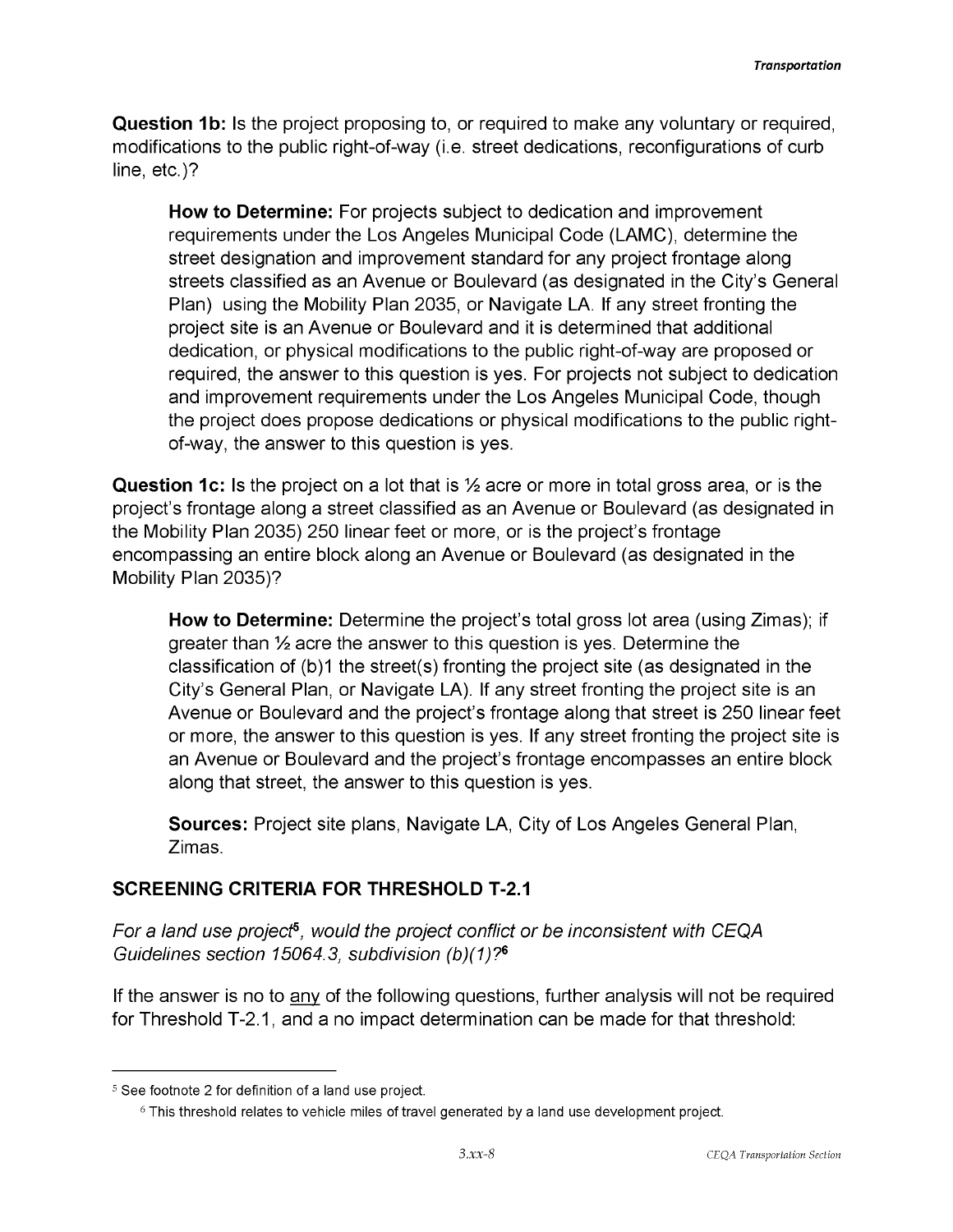**Question 1b:** Is the project proposing to, or required to make any voluntary or required, modifications to the public right-of-way (i.e. street dedications, reconfigurations of curb line, etc.)?

> **How to Determine:** For projects subject to dedication and improvement requirements under the Los Angeles Municipal Code (LAMC), determine the street designation and improvement standard for any project frontage along streets classified as an Avenue or Boulevard (as designated in the City's General Plan) using the Mobility Plan 2035, or Navigate LA. If any street fronting the project site is an Avenue or Boulevard and it is determined that additional dedication, or physical modifications to the public right-of-way are proposed or required, the answer to this question is yes. For projects not subject to dedication and improvement requirements under the Los Angeles Municipal Code, though the project does propose dedications or physical modifications to the public right-of-way, the answer to this question is yes.

**Question 1c:** Is the project on a lot that is ½ acre or more in total gross area, or is the project's frontage along a street classified as an Avenue or Boulevard (as designated in the Mobility Plan 2035) 250 linear feet or more, or is the project's frontage encompassing an entire block along an Avenue or Boulevard (as designated in the Mobility Plan 2035)?

> **How to Determine:** Determine the project's total gross lot area (using Zimas); if greater than ½ acre the answer to this question is yes. Determine the classification of (b)1 the street(s) fronting the project site (as designated in the City's General Plan, or Navigate LA). If any street fronting the project site is an Avenue or Boulevard and the project's frontage along that street is 250 linear feet or more, the answer to this question is yes. If any street fronting the project site is an Avenue or Boulevard and the project's frontage encompasses an entire block along that street, the answer to this question is yes.
>
> **Sources:** Project site plans, Navigate LA, City of Los Angeles General Plan, Zimas.

## SCREENING CRITERIA FOR THRESHOLD T-2.1

*For a land use project[5], would the project conflict or be inconsistent with CEQA Guidelines section 15064.3, subdivision (b)(1)?[6]*

If the answer is no to <u>any</u> of the following questions, further analysis will not be required for Threshold T-2.1, and a no impact determination can be made for that threshold:

---

[5] See footnote 2 for definition of a land use project.

[6] This threshold relates to vehicle miles of travel generated by a land use development project.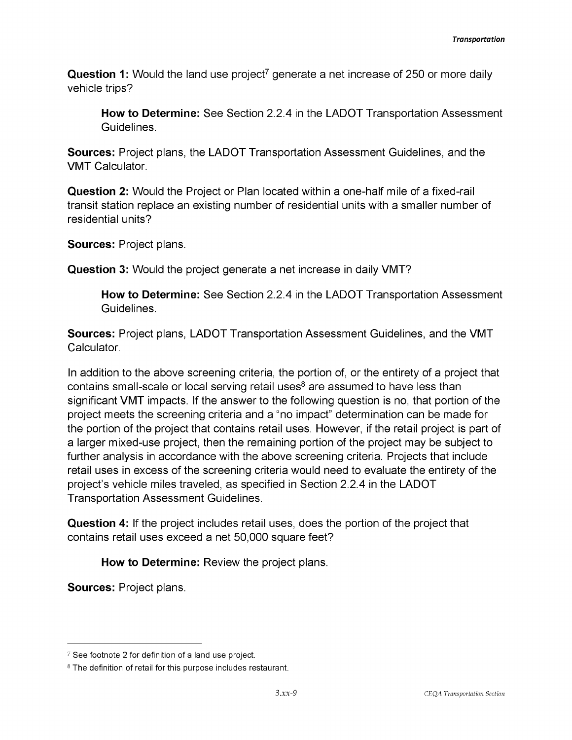**Question 1:** Would the land use project[7] generate a net increase of 250 or more daily vehicle trips?

> **How to Determine:** See Section 2.2.4 in the LADOT Transportation Assessment Guidelines.

**Sources:** Project plans, the LADOT Transportation Assessment Guidelines, and the VMT Calculator.

**Question 2:** Would the Project or Plan located within a one-half mile of a fixed-rail transit station replace an existing number of residential units with a smaller number of residential units?

**Sources:** Project plans.

**Question 3:** Would the project generate a net increase in daily VMT?

> **How to Determine:** See Section 2.2.4 in the LADOT Transportation Assessment Guidelines.

**Sources:** Project plans, LADOT Transportation Assessment Guidelines, and the VMT Calculator.

In addition to the above screening criteria, the portion of, or the entirety of a project that contains small-scale or local serving retail uses[8] are assumed to have less than significant VMT impacts. If the answer to the following question is no, that portion of the project meets the screening criteria and a "no impact" determination can be made for the portion of the project that contains retail uses. However, if the retail project is part of a larger mixed-use project, then the remaining portion of the project may be subject to further analysis in accordance with the above screening criteria. Projects that include retail uses in excess of the screening criteria would need to evaluate the entirety of the project's vehicle miles traveled, as specified in Section 2.2.4 in the LADOT Transportation Assessment Guidelines.

**Question 4:** If the project includes retail uses, does the portion of the project that contains retail uses exceed a net 50,000 square feet?

> **How to Determine:** Review the project plans.

**Sources:** Project plans.

---

[7] See footnote 2 for definition of a land use project.

[8] The definition of retail for this purpose includes restaurant.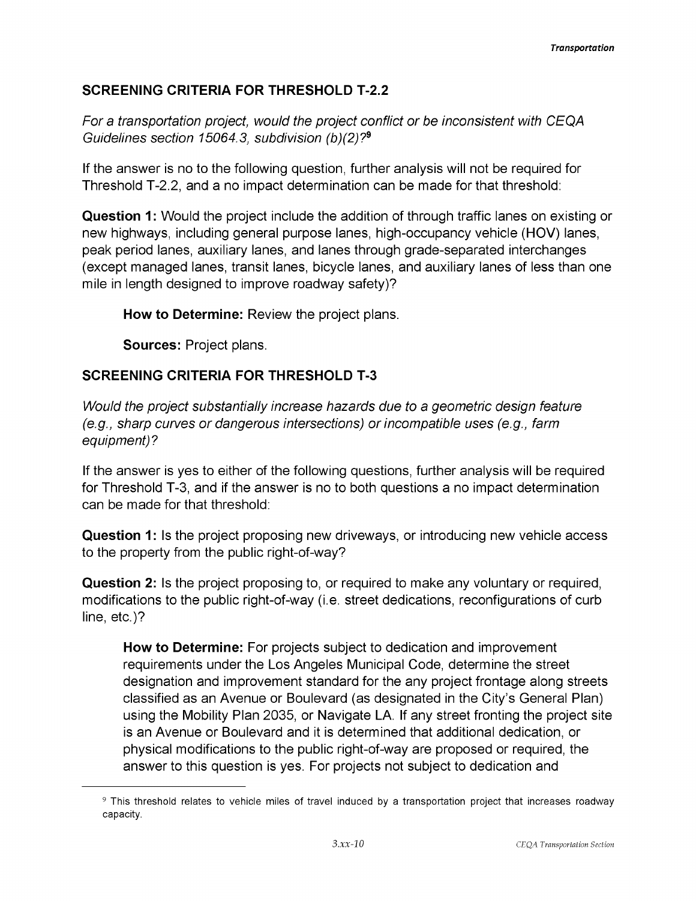## SCREENING CRITERIA FOR THRESHOLD T-2.2

*For a transportation project, would the project conflict or be inconsistent with CEQA Guidelines section 15064.3, subdivision (b)(2)?*[9]

If the answer is no to the following question, further analysis will not be required for Threshold T-2.2, and a no impact determination can be made for that threshold:

**Question 1:** Would the project include the addition of through traffic lanes on existing or new highways, including general purpose lanes, high-occupancy vehicle (HOV) lanes, peak period lanes, auxiliary lanes, and lanes through grade-separated interchanges (except managed lanes, transit lanes, bicycle lanes, and auxiliary lanes of less than one mile in length designed to improve roadway safety)?

> **How to Determine:** Review the project plans.
>
> **Sources:** Project plans.

## SCREENING CRITERIA FOR THRESHOLD T-3

*Would the project substantially increase hazards due to a geometric design feature (e.g., sharp curves or dangerous intersections) or incompatible uses (e.g., farm equipment)?*

If the answer is yes to either of the following questions, further analysis will be required for Threshold T-3, and if the answer is no to both questions a no impact determination can be made for that threshold:

**Question 1:** Is the project proposing new driveways, or introducing new vehicle access to the property from the public right-of-way?

**Question 2:** Is the project proposing to, or required to make any voluntary or required, modifications to the public right-of-way (i.e. street dedications, reconfigurations of curb line, etc.)?

> **How to Determine:** For projects subject to dedication and improvement requirements under the Los Angeles Municipal Code, determine the street designation and improvement standard for the any project frontage along streets classified as an Avenue or Boulevard (as designated in the City's General Plan) using the Mobility Plan 2035, or Navigate LA. If any street fronting the project site is an Avenue or Boulevard and it is determined that additional dedication, or physical modifications to the public right-of-way are proposed or required, the answer to this question is yes. For projects not subject to dedication and

---

[9] This threshold relates to vehicle miles of travel induced by a transportation project that increases roadway capacity.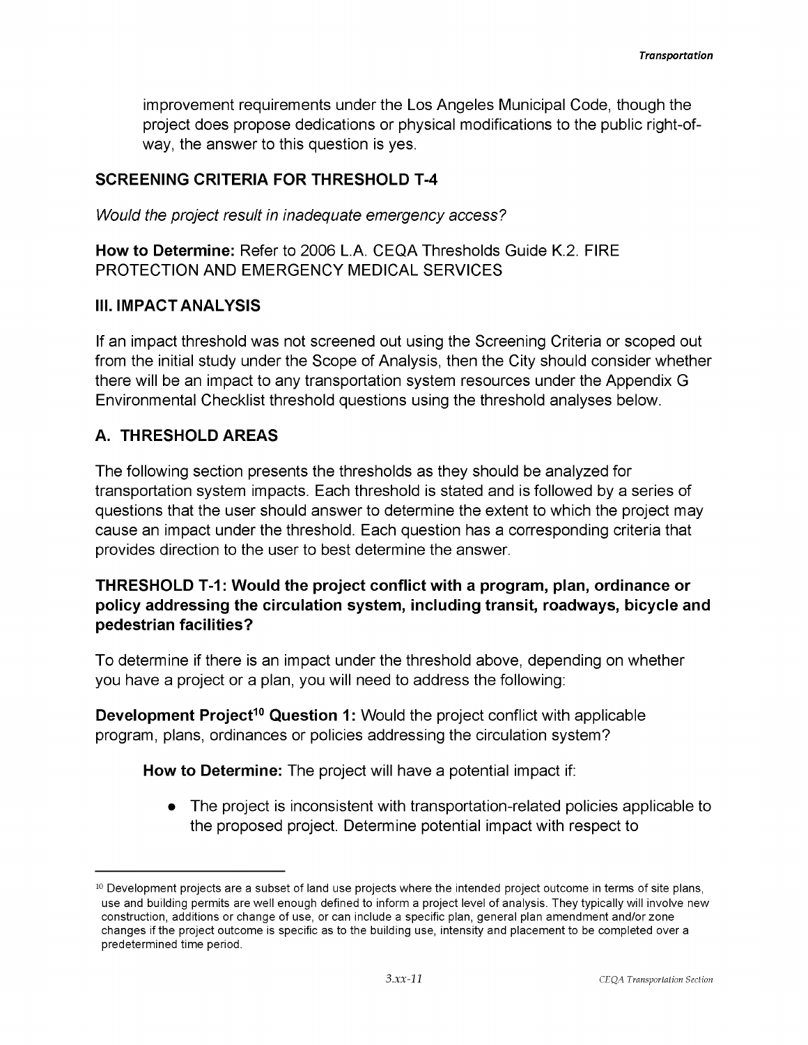improvement requirements under the Los Angeles Municipal Code, though the project does propose dedications or physical modifications to the public right-of-way, the answer to this question is yes.

## SCREENING CRITERIA FOR THRESHOLD T-4

*Would the project result in inadequate emergency access?*

**How to Determine:** Refer to 2006 L.A. CEQA Thresholds Guide K.2. FIRE PROTECTION AND EMERGENCY MEDICAL SERVICES

## III. IMPACT ANALYSIS

If an impact threshold was not screened out using the Screening Criteria or scoped out from the initial study under the Scope of Analysis, then the City should consider whether there will be an impact to any transportation system resources under the Appendix G Environmental Checklist threshold questions using the threshold analyses below.

## A. THRESHOLD AREAS

The following section presents the thresholds as they should be analyzed for transportation system impacts. Each threshold is stated and is followed by a series of questions that the user should answer to determine the extent to which the project may cause an impact under the threshold. Each question has a corresponding criteria that provides direction to the user to best determine the answer.

### THRESHOLD T-1: Would the project conflict with a program, plan, ordinance or policy addressing the circulation system, including transit, roadways, bicycle and pedestrian facilities?

To determine if there is an impact under the threshold above, depending on whether you have a project or a plan, you will need to address the following:

**Development Project[10] Question 1:** Would the project conflict with applicable program, plans, ordinances or policies addressing the circulation system?

**How to Determine:** The project will have a potential impact if:

- The project is inconsistent with transportation-related policies applicable to the proposed project. Determine potential impact with respect to

---

[10] Development projects are a subset of land use projects where the intended project outcome in terms of site plans, use and building permits are well enough defined to inform a project level of analysis. They typically will involve new construction, additions or change of use, or can include a specific plan, general plan amendment and/or zone changes if the project outcome is specific as to the building use, intensity and placement to be completed over a predetermined time period.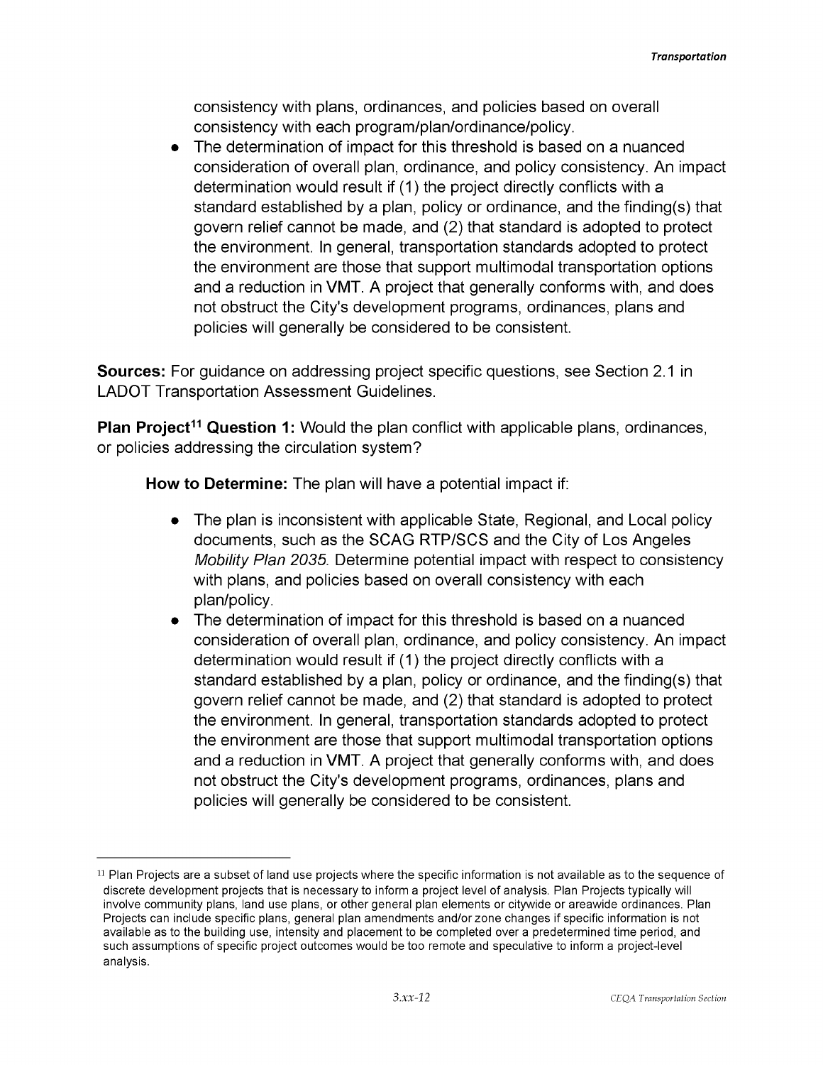consistency with plans, ordinances, and policies based on overall consistency with each program/plan/ordinance/policy.

- The determination of impact for this threshold is based on a nuanced consideration of overall plan, ordinance, and policy consistency. An impact determination would result if (1) the project directly conflicts with a standard established by a plan, policy or ordinance, and the finding(s) that govern relief cannot be made, and (2) that standard is adopted to protect the environment. In general, transportation standards adopted to protect the environment are those that support multimodal transportation options and a reduction in VMT. A project that generally conforms with, and does not obstruct the City's development programs, ordinances, plans and policies will generally be considered to be consistent.

**Sources:** For guidance on addressing project specific questions, see Section 2.1 in LADOT Transportation Assessment Guidelines.

**Plan Project[11] Question 1:** Would the plan conflict with applicable plans, ordinances, or policies addressing the circulation system?

**How to Determine:** The plan will have a potential impact if:

- The plan is inconsistent with applicable State, Regional, and Local policy documents, such as the SCAG RTP/SCS and the City of Los Angeles *Mobility Plan 2035*. Determine potential impact with respect to consistency with plans, and policies based on overall consistency with each plan/policy.
- The determination of impact for this threshold is based on a nuanced consideration of overall plan, ordinance, and policy consistency. An impact determination would result if (1) the project directly conflicts with a standard established by a plan, policy or ordinance, and the finding(s) that govern relief cannot be made, and (2) that standard is adopted to protect the environment. In general, transportation standards adopted to protect the environment are those that support multimodal transportation options and a reduction in VMT. A project that generally conforms with, and does not obstruct the City's development programs, ordinances, plans and policies will generally be considered to be consistent.

[11] Plan Projects are a subset of land use projects where the specific information is not available as to the sequence of discrete development projects that is necessary to inform a project level of analysis. Plan Projects typically will involve community plans, land use plans, or other general plan elements or citywide or areawide ordinances. Plan Projects can include specific plans, general plan amendments and/or zone changes if specific information is not available as to the building use, intensity and placement to be completed over a predetermined time period, and such assumptions of specific project outcomes would be too remote and speculative to inform a project-level analysis.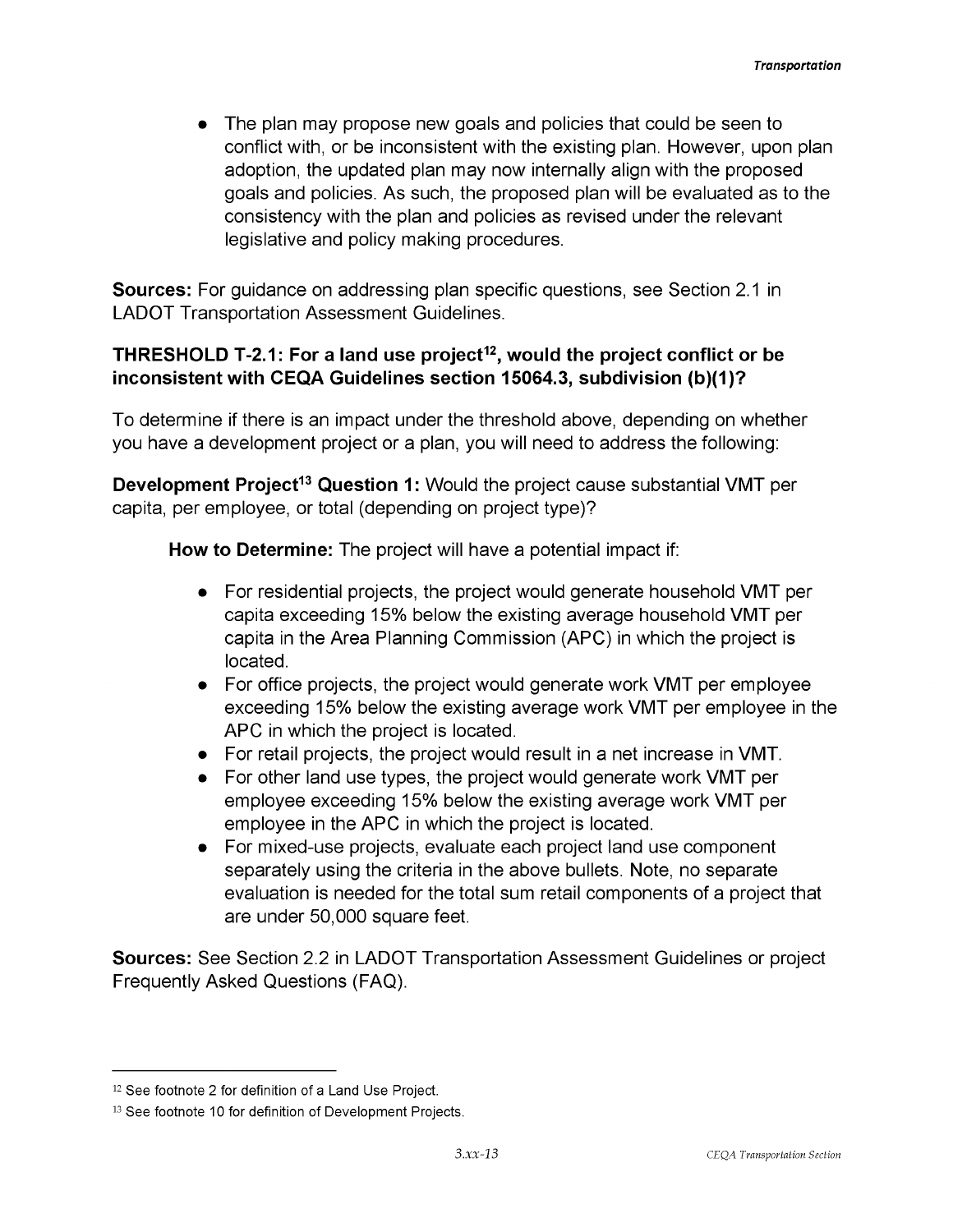- The plan may propose new goals and policies that could be seen to conflict with, or be inconsistent with the existing plan. However, upon plan adoption, the updated plan may now internally align with the proposed goals and policies. As such, the proposed plan will be evaluated as to the consistency with the plan and policies as revised under the relevant legislative and policy making procedures.

**Sources:** For guidance on addressing plan specific questions, see Section 2.1 in LADOT Transportation Assessment Guidelines.

**THRESHOLD T-2.1: For a land use project[12], would the project conflict or be inconsistent with CEQA Guidelines section 15064.3, subdivision (b)(1)?**

To determine if there is an impact under the threshold above, depending on whether you have a development project or a plan, you will need to address the following:

**Development Project[13] Question 1:** Would the project cause substantial VMT per capita, per employee, or total (depending on project type)?

**How to Determine:** The project will have a potential impact if:

- For residential projects, the project would generate household VMT per capita exceeding 15% below the existing average household VMT per capita in the Area Planning Commission (APC) in which the project is located.
- For office projects, the project would generate work VMT per employee exceeding 15% below the existing average work VMT per employee in the APC in which the project is located.
- For retail projects, the project would result in a net increase in VMT.
- For other land use types, the project would generate work VMT per employee exceeding 15% below the existing average work VMT per employee in the APC in which the project is located.
- For mixed-use projects, evaluate each project land use component separately using the criteria in the above bullets. Note, no separate evaluation is needed for the total sum retail components of a project that are under 50,000 square feet.

**Sources:** See Section 2.2 in LADOT Transportation Assessment Guidelines or project Frequently Asked Questions (FAQ).

---

[12] See footnote 2 for definition of a Land Use Project.

[13] See footnote 10 for definition of Development Projects.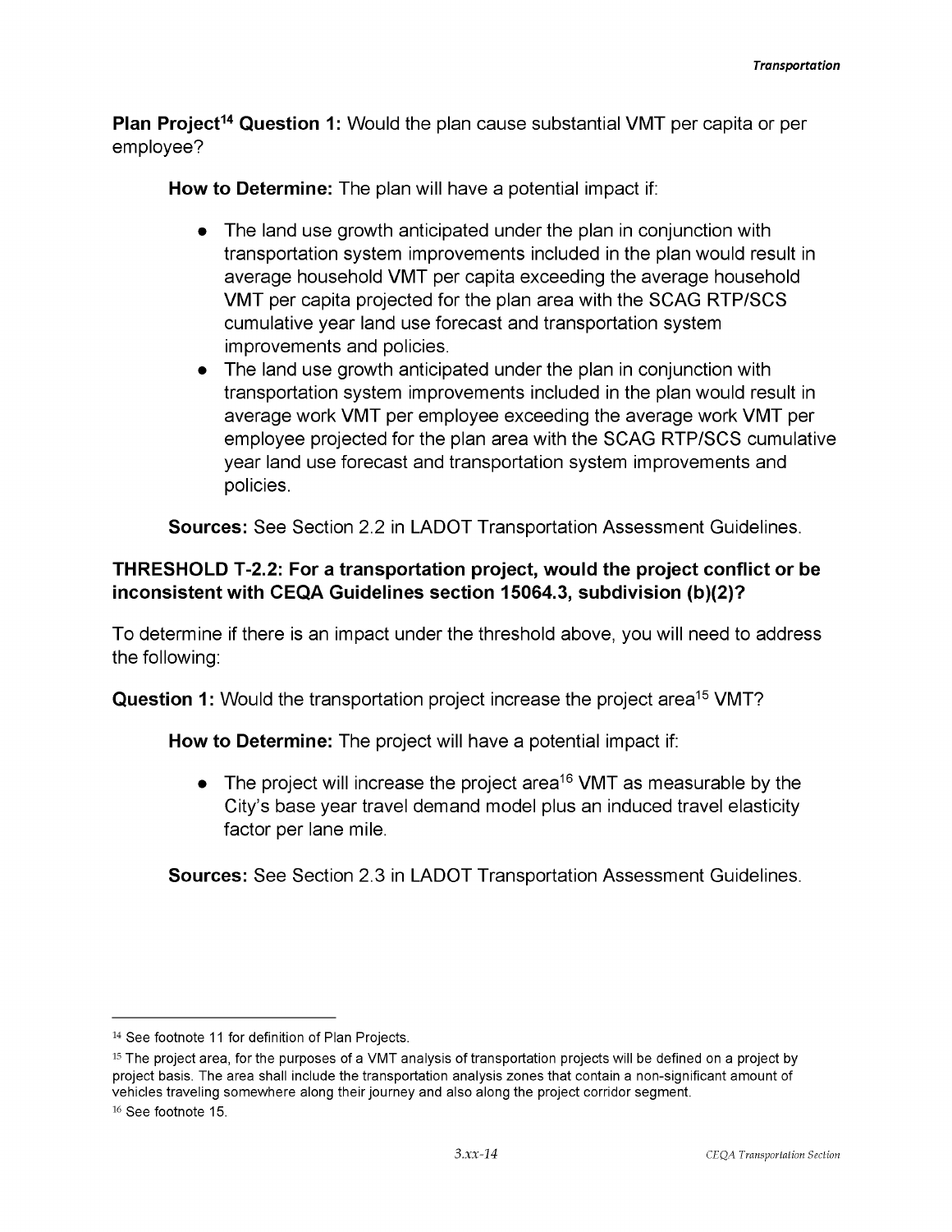**Plan Project[14] Question 1:** Would the plan cause substantial VMT per capita or per employee?

**How to Determine:** The plan will have a potential impact if:

- The land use growth anticipated under the plan in conjunction with transportation system improvements included in the plan would result in average household VMT per capita exceeding the average household VMT per capita projected for the plan area with the SCAG RTP/SCS cumulative year land use forecast and transportation system improvements and policies.
- The land use growth anticipated under the plan in conjunction with transportation system improvements included in the plan would result in average work VMT per employee exceeding the average work VMT per employee projected for the plan area with the SCAG RTP/SCS cumulative year land use forecast and transportation system improvements and policies.

**Sources:** See Section 2.2 in LADOT Transportation Assessment Guidelines.

**THRESHOLD T-2.2: For a transportation project, would the project conflict or be inconsistent with CEQA Guidelines section 15064.3, subdivision (b)(2)?**

To determine if there is an impact under the threshold above, you will need to address the following:

**Question 1:** Would the transportation project increase the project area[15] VMT?

**How to Determine:** The project will have a potential impact if:

- The project will increase the project area[16] VMT as measurable by the City's base year travel demand model plus an induced travel elasticity factor per lane mile.

**Sources:** See Section 2.3 in LADOT Transportation Assessment Guidelines.

---

[14] See footnote 11 for definition of Plan Projects.

[15] The project area, for the purposes of a VMT analysis of transportation projects will be defined on a project by project basis. The area shall include the transportation analysis zones that contain a non-significant amount of vehicles traveling somewhere along their journey and also along the project corridor segment.

[16] See footnote 15.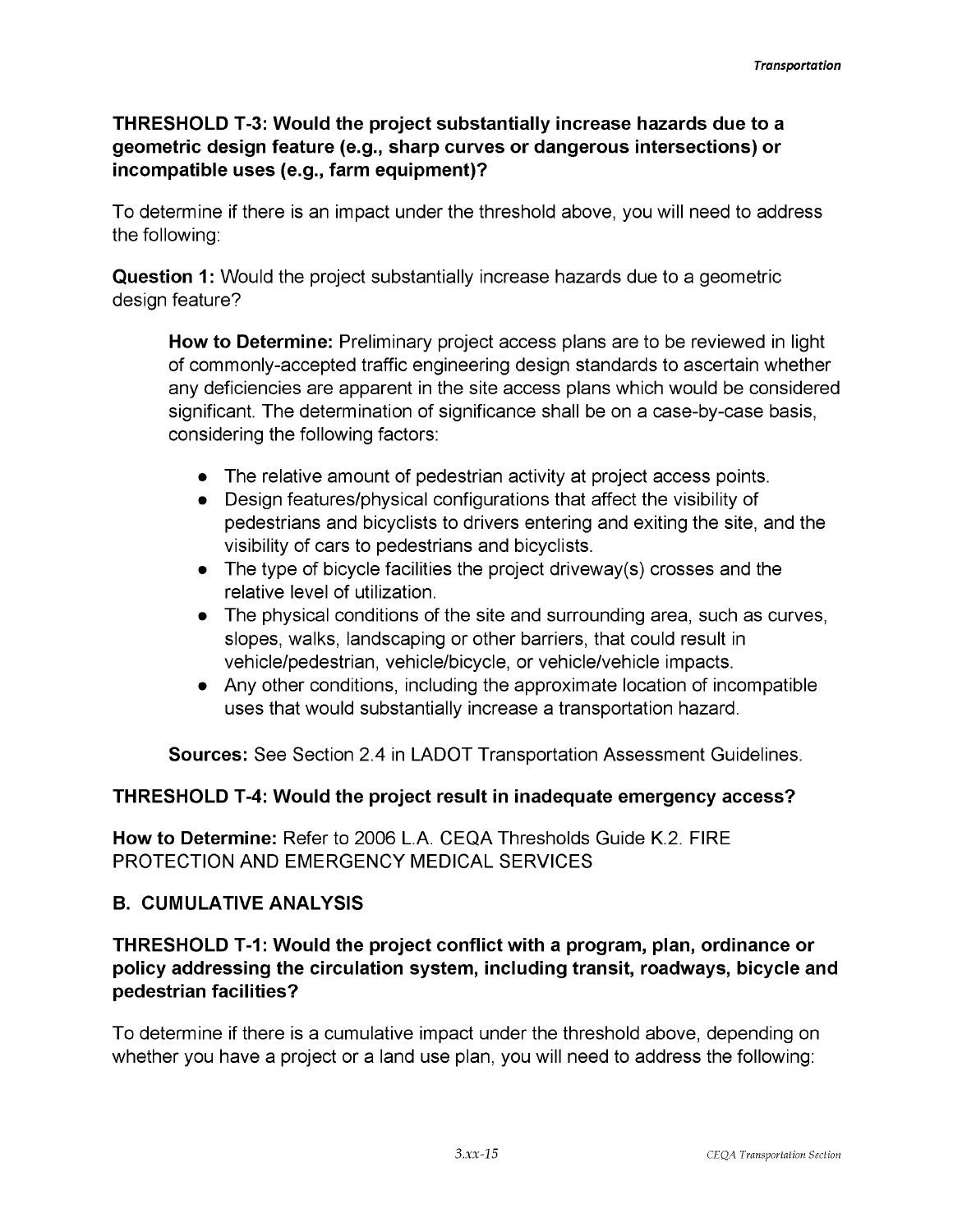**THRESHOLD T-3: Would the project substantially increase hazards due to a geometric design feature (e.g., sharp curves or dangerous intersections) or incompatible uses (e.g., farm equipment)?**

To determine if there is an impact under the threshold above, you will need to address the following:

**Question 1:** Would the project substantially increase hazards due to a geometric design feature?

> **How to Determine:** Preliminary project access plans are to be reviewed in light of commonly-accepted traffic engineering design standards to ascertain whether any deficiencies are apparent in the site access plans which would be considered significant. The determination of significance shall be on a case-by-case basis, considering the following factors:
>
> - The relative amount of pedestrian activity at project access points.
> - Design features/physical configurations that affect the visibility of pedestrians and bicyclists to drivers entering and exiting the site, and the visibility of cars to pedestrians and bicyclists.
> - The type of bicycle facilities the project driveway(s) crosses and the relative level of utilization.
> - The physical conditions of the site and surrounding area, such as curves, slopes, walks, landscaping or other barriers, that could result in vehicle/pedestrian, vehicle/bicycle, or vehicle/vehicle impacts.
> - Any other conditions, including the approximate location of incompatible uses that would substantially increase a transportation hazard.
>
> **Sources:** See Section 2.4 in LADOT Transportation Assessment Guidelines.

**THRESHOLD T-4: Would the project result in inadequate emergency access?**

**How to Determine:** Refer to 2006 L.A. CEQA Thresholds Guide K.2. FIRE PROTECTION AND EMERGENCY MEDICAL SERVICES

## B. CUMULATIVE ANALYSIS

**THRESHOLD T-1: Would the project conflict with a program, plan, ordinance or policy addressing the circulation system, including transit, roadways, bicycle and pedestrian facilities?**

To determine if there is a cumulative impact under the threshold above, depending on whether you have a project or a land use plan, you will need to address the following: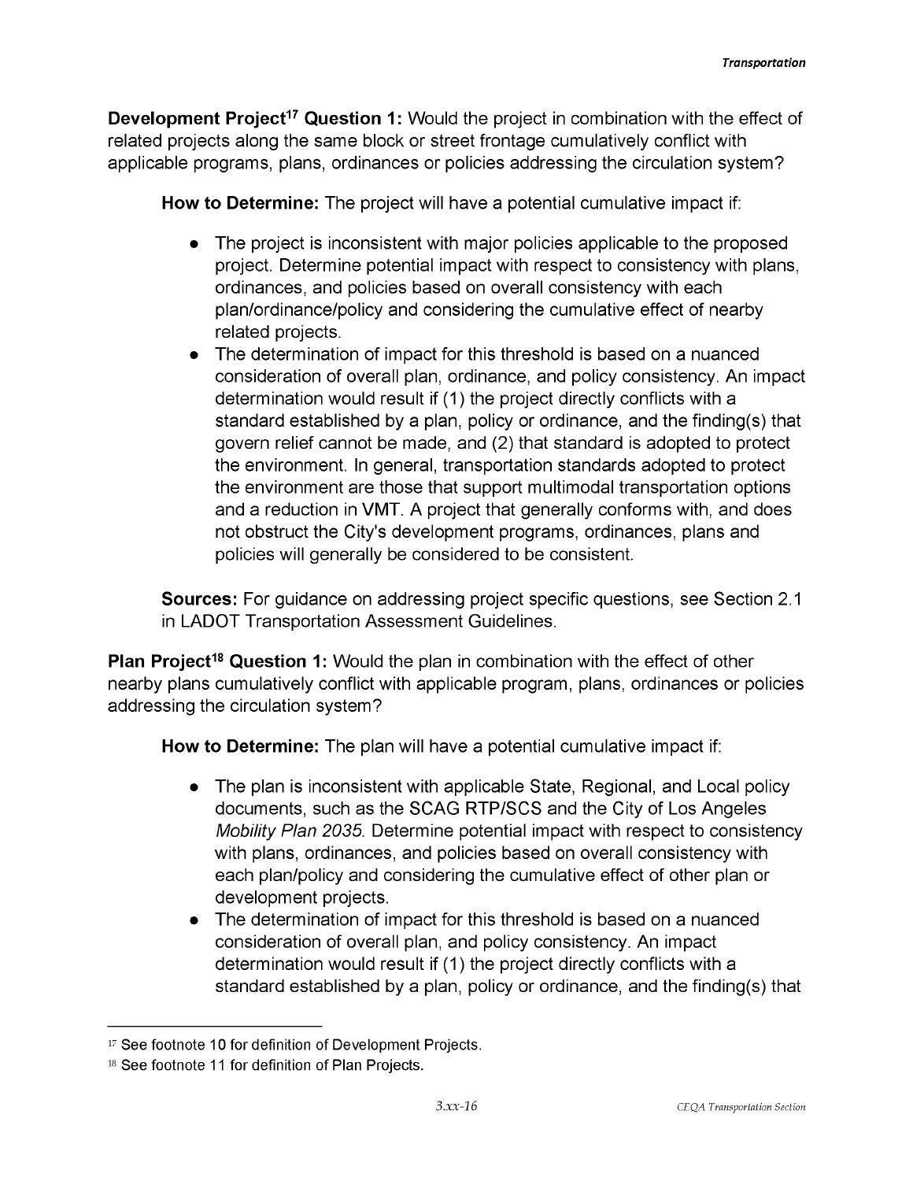**Development Project[17] Question 1:** Would the project in combination with the effect of related projects along the same block or street frontage cumulatively conflict with applicable programs, plans, ordinances or policies addressing the circulation system?

**How to Determine:** The project will have a potential cumulative impact if:

- The project is inconsistent with major policies applicable to the proposed project. Determine potential impact with respect to consistency with plans, ordinances, and policies based on overall consistency with each plan/ordinance/policy and considering the cumulative effect of nearby related projects.
- The determination of impact for this threshold is based on a nuanced consideration of overall plan, ordinance, and policy consistency. An impact determination would result if (1) the project directly conflicts with a standard established by a plan, policy or ordinance, and the finding(s) that govern relief cannot be made, and (2) that standard is adopted to protect the environment. In general, transportation standards adopted to protect the environment are those that support multimodal transportation options and a reduction in VMT. A project that generally conforms with, and does not obstruct the City's development programs, ordinances, plans and policies will generally be considered to be consistent.

**Sources:** For guidance on addressing project specific questions, see Section 2.1 in LADOT Transportation Assessment Guidelines.

**Plan Project[18] Question 1:** Would the plan in combination with the effect of other nearby plans cumulatively conflict with applicable program, plans, ordinances or policies addressing the circulation system?

**How to Determine:** The plan will have a potential cumulative impact if:

- The plan is inconsistent with applicable State, Regional, and Local policy documents, such as the SCAG RTP/SCS and the City of Los Angeles *Mobility Plan 2035.* Determine potential impact with respect to consistency with plans, ordinances, and policies based on overall consistency with each plan/policy and considering the cumulative effect of other plan or development projects.
- The determination of impact for this threshold is based on a nuanced consideration of overall plan, and policy consistency. An impact determination would result if (1) the project directly conflicts with a standard established by a plan, policy or ordinance, and the finding(s) that

---

[17] See footnote 10 for definition of Development Projects.

[18] See footnote 11 for definition of Plan Projects.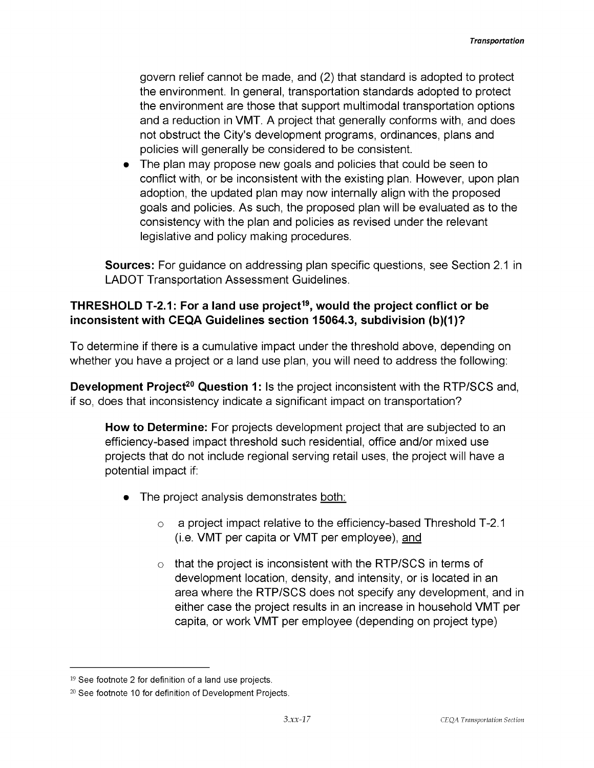govern relief cannot be made, and (2) that standard is adopted to protect the environment. In general, transportation standards adopted to protect the environment are those that support multimodal transportation options and a reduction in VMT. A project that generally conforms with, and does not obstruct the City's development programs, ordinances, plans and policies will generally be considered to be consistent.

- The plan may propose new goals and policies that could be seen to conflict with, or be inconsistent with the existing plan. However, upon plan adoption, the updated plan may now internally align with the proposed goals and policies. As such, the proposed plan will be evaluated as to the consistency with the plan and policies as revised under the relevant legislative and policy making procedures.

**Sources:** For guidance on addressing plan specific questions, see Section 2.1 in LADOT Transportation Assessment Guidelines.

**THRESHOLD T-2.1: For a land use project[19], would the project conflict or be inconsistent with CEQA Guidelines section 15064.3, subdivision (b)(1)?**

To determine if there is a cumulative impact under the threshold above, depending on whether you have a project or a land use plan, you will need to address the following:

**Development Project[20] Question 1:** Is the project inconsistent with the RTP/SCS and, if so, does that inconsistency indicate a significant impact on transportation?

**How to Determine:** For projects development project that are subjected to an efficiency-based impact threshold such residential, office and/or mixed use projects that do not include regional serving retail uses, the project will have a potential impact if:

- The project analysis demonstrates both:
  - a project impact relative to the efficiency-based Threshold T-2.1 (i.e. VMT per capita or VMT per employee), and
  - that the project is inconsistent with the RTP/SCS in terms of development location, density, and intensity, or is located in an area where the RTP/SCS does not specify any development, and in either case the project results in an increase in household VMT per capita, or work VMT per employee (depending on project type)

[19] See footnote 2 for definition of a land use projects.

[20] See footnote 10 for definition of Development Projects.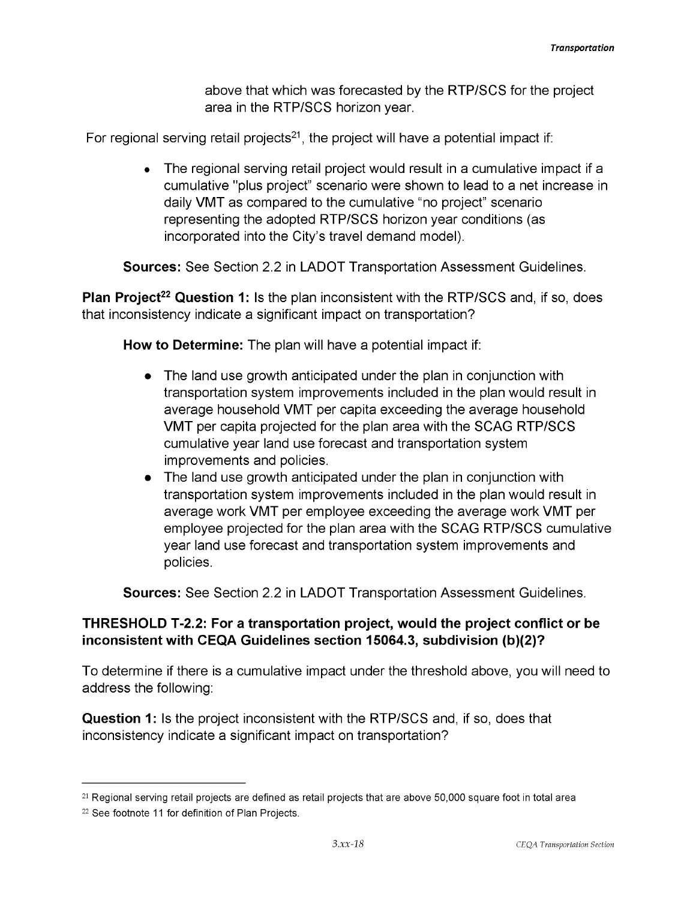above that which was forecasted by the RTP/SCS for the project area in the RTP/SCS horizon year.

For regional serving retail projects[21], the project will have a potential impact if:

- The regional serving retail project would result in a cumulative impact if a cumulative "plus project" scenario were shown to lead to a net increase in daily VMT as compared to the cumulative "no project" scenario representing the adopted RTP/SCS horizon year conditions (as incorporated into the City's travel demand model).

**Sources:** See Section 2.2 in LADOT Transportation Assessment Guidelines.

**Plan Project[22] Question 1:** Is the plan inconsistent with the RTP/SCS and, if so, does that inconsistency indicate a significant impact on transportation?

**How to Determine:** The plan will have a potential impact if:

- The land use growth anticipated under the plan in conjunction with transportation system improvements included in the plan would result in average household VMT per capita exceeding the average household VMT per capita projected for the plan area with the SCAG RTP/SCS cumulative year land use forecast and transportation system improvements and policies.
- The land use growth anticipated under the plan in conjunction with transportation system improvements included in the plan would result in average work VMT per employee exceeding the average work VMT per employee projected for the plan area with the SCAG RTP/SCS cumulative year land use forecast and transportation system improvements and policies.

**Sources:** See Section 2.2 in LADOT Transportation Assessment Guidelines.

**THRESHOLD T-2.2: For a transportation project, would the project conflict or be inconsistent with CEQA Guidelines section 15064.3, subdivision (b)(2)?**

To determine if there is a cumulative impact under the threshold above, you will need to address the following:

**Question 1:** Is the project inconsistent with the RTP/SCS and, if so, does that inconsistency indicate a significant impact on transportation?

---

[21] Regional serving retail projects are defined as retail projects that are above 50,000 square foot in total area

[22] See footnote 11 for definition of Plan Projects.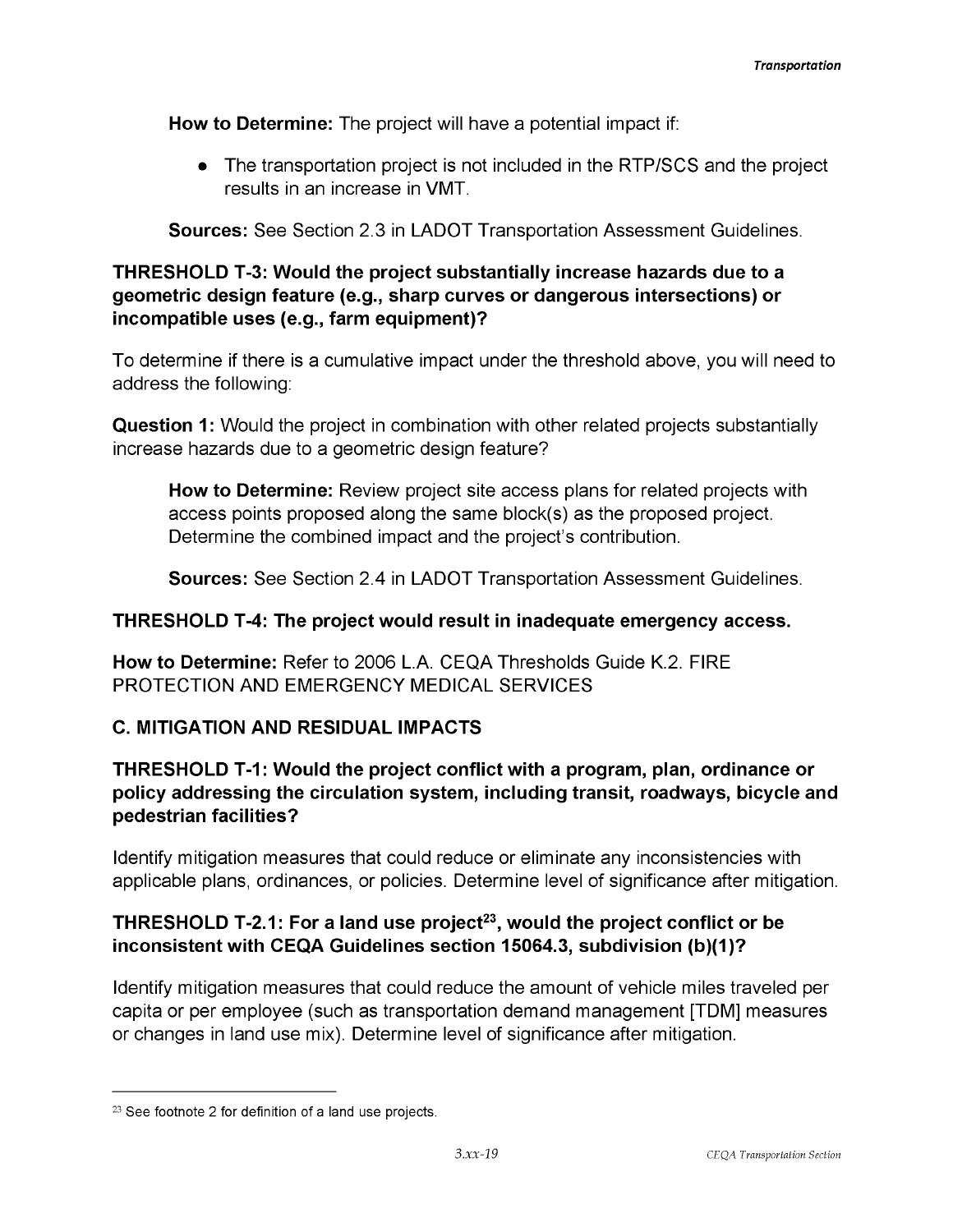**How to Determine:** The project will have a potential impact if:

- The transportation project is not included in the RTP/SCS and the project results in an increase in VMT.

**Sources:** See Section 2.3 in LADOT Transportation Assessment Guidelines.

**THRESHOLD T-3: Would the project substantially increase hazards due to a geometric design feature (e.g., sharp curves or dangerous intersections) or incompatible uses (e.g., farm equipment)?**

To determine if there is a cumulative impact under the threshold above, you will need to address the following:

**Question 1:** Would the project in combination with other related projects substantially increase hazards due to a geometric design feature?

**How to Determine:** Review project site access plans for related projects with access points proposed along the same block(s) as the proposed project. Determine the combined impact and the project's contribution.

**Sources:** See Section 2.4 in LADOT Transportation Assessment Guidelines.

**THRESHOLD T-4: The project would result in inadequate emergency access.**

**How to Determine:** Refer to 2006 L.A. CEQA Thresholds Guide K.2. FIRE PROTECTION AND EMERGENCY MEDICAL SERVICES

**C. MITIGATION AND RESIDUAL IMPACTS**

**THRESHOLD T-1: Would the project conflict with a program, plan, ordinance or policy addressing the circulation system, including transit, roadways, bicycle and pedestrian facilities?**

Identify mitigation measures that could reduce or eliminate any inconsistencies with applicable plans, ordinances, or policies. Determine level of significance after mitigation.

**THRESHOLD T-2.1: For a land use project[23], would the project conflict or be inconsistent with CEQA Guidelines section 15064.3, subdivision (b)(1)?**

Identify mitigation measures that could reduce the amount of vehicle miles traveled per capita or per employee (such as transportation demand management [TDM] measures or changes in land use mix). Determine level of significance after mitigation.

---

[23] See footnote 2 for definition of a land use projects.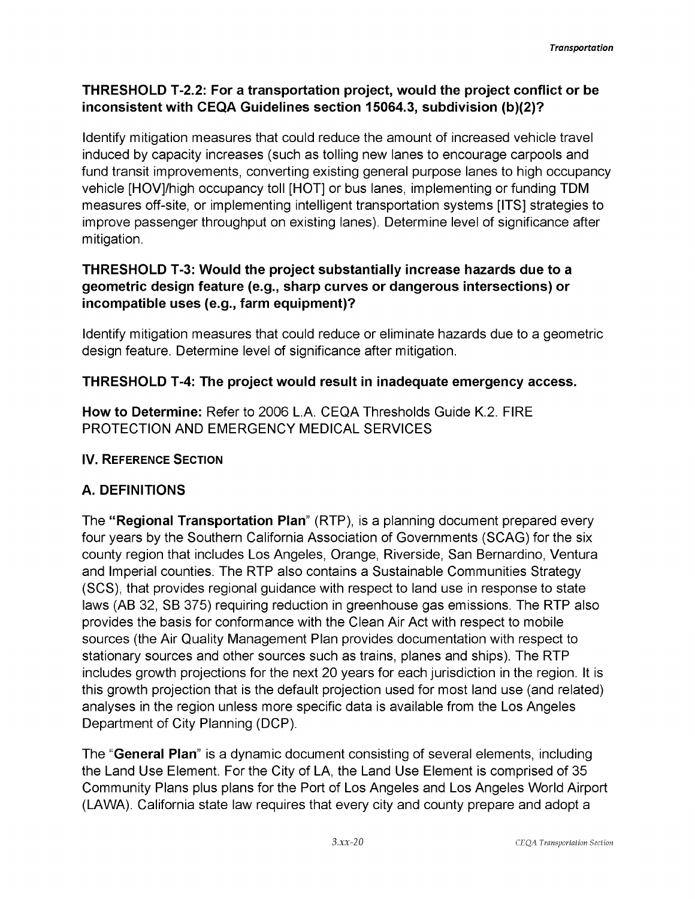**THRESHOLD T-2.2: For a transportation project, would the project conflict or be inconsistent with CEQA Guidelines section 15064.3, subdivision (b)(2)?**

Identify mitigation measures that could reduce the amount of increased vehicle travel induced by capacity increases (such as tolling new lanes to encourage carpools and fund transit improvements, converting existing general purpose lanes to high occupancy vehicle [HOV]/high occupancy toll [HOT] or bus lanes, implementing or funding TDM measures off-site, or implementing intelligent transportation systems [ITS] strategies to improve passenger throughput on existing lanes). Determine level of significance after mitigation.

**THRESHOLD T-3: Would the project substantially increase hazards due to a geometric design feature (e.g., sharp curves or dangerous intersections) or incompatible uses (e.g., farm equipment)?**

Identify mitigation measures that could reduce or eliminate hazards due to a geometric design feature. Determine level of significance after mitigation.

**THRESHOLD T-4: The project would result in inadequate emergency access.**

**How to Determine:** Refer to 2006 L.A. CEQA Thresholds Guide K.2. FIRE PROTECTION AND EMERGENCY MEDICAL SERVICES

## IV. Reference Section

### A. DEFINITIONS

The **"Regional Transportation Plan"** (RTP), is a planning document prepared every four years by the Southern California Association of Governments (SCAG) for the six county region that includes Los Angeles, Orange, Riverside, San Bernardino, Ventura and Imperial counties. The RTP also contains a Sustainable Communities Strategy (SCS), that provides regional guidance with respect to land use in response to state laws (AB 32, SB 375) requiring reduction in greenhouse gas emissions. The RTP also provides the basis for conformance with the Clean Air Act with respect to mobile sources (the Air Quality Management Plan provides documentation with respect to stationary sources and other sources such as trains, planes and ships). The RTP includes growth projections for the next 20 years for each jurisdiction in the region. It is this growth projection that is the default projection used for most land use (and related) analyses in the region unless more specific data is available from the Los Angeles Department of City Planning (DCP).

The "**General Plan**" is a dynamic document consisting of several elements, including the Land Use Element. For the City of LA, the Land Use Element is comprised of 35 Community Plans plus plans for the Port of Los Angeles and Los Angeles World Airport (LAWA). California state law requires that every city and county prepare and adopt a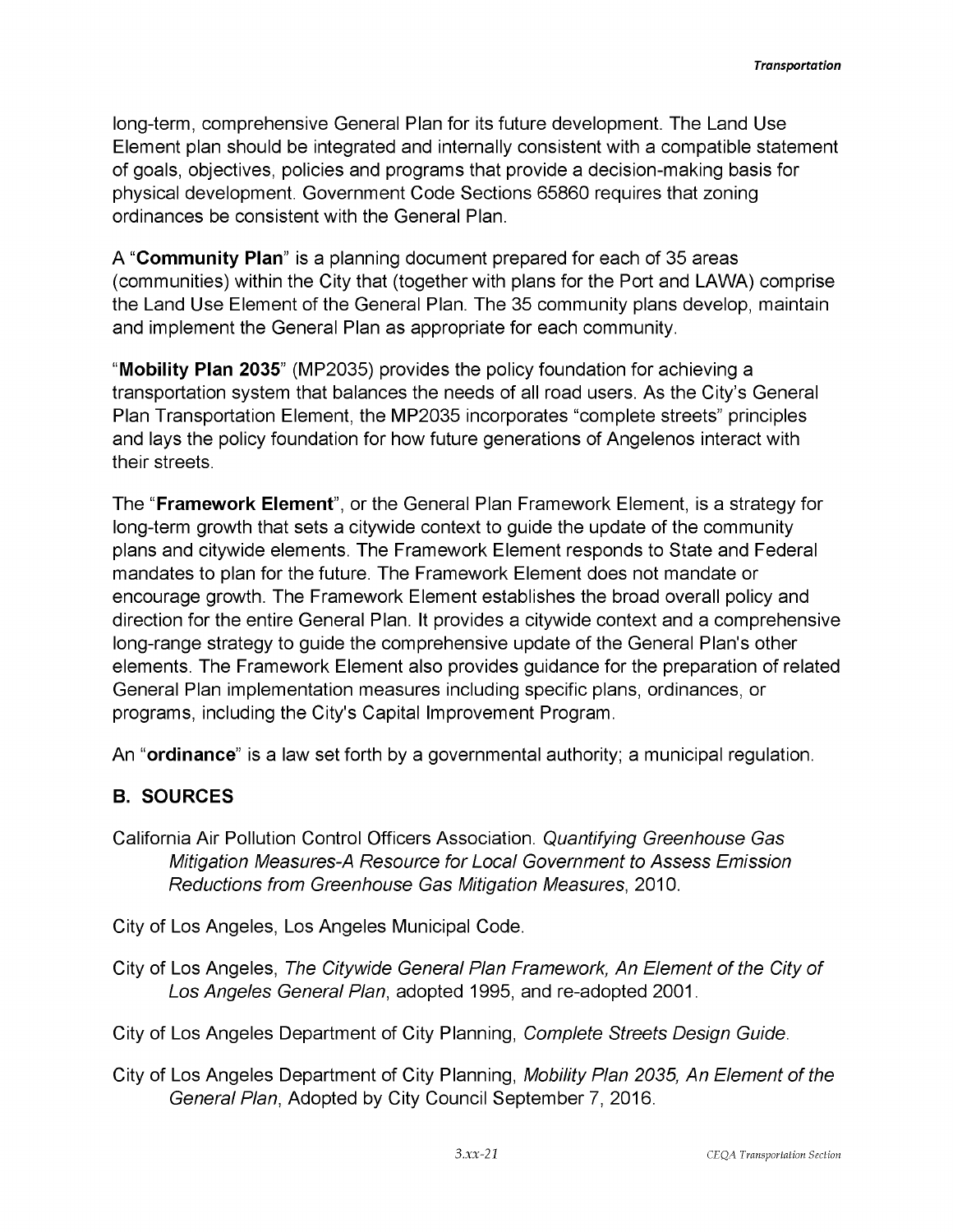long-term, comprehensive General Plan for its future development. The Land Use Element plan should be integrated and internally consistent with a compatible statement of goals, objectives, policies and programs that provide a decision-making basis for physical development. Government Code Sections 65860 requires that zoning ordinances be consistent with the General Plan.

A "**Community Plan**" is a planning document prepared for each of 35 areas (communities) within the City that (together with plans for the Port and LAWA) comprise the Land Use Element of the General Plan. The 35 community plans develop, maintain and implement the General Plan as appropriate for each community.

"**Mobility Plan 2035**" (MP2035) provides the policy foundation for achieving a transportation system that balances the needs of all road users. As the City's General Plan Transportation Element, the MP2035 incorporates "complete streets" principles and lays the policy foundation for how future generations of Angelenos interact with their streets.

The "**Framework Element**", or the General Plan Framework Element, is a strategy for long-term growth that sets a citywide context to guide the update of the community plans and citywide elements. The Framework Element responds to State and Federal mandates to plan for the future. The Framework Element does not mandate or encourage growth. The Framework Element establishes the broad overall policy and direction for the entire General Plan. It provides a citywide context and a comprehensive long-range strategy to guide the comprehensive update of the General Plan's other elements. The Framework Element also provides guidance for the preparation of related General Plan implementation measures including specific plans, ordinances, or programs, including the City's Capital Improvement Program.

An "**ordinance**" is a law set forth by a governmental authority; a municipal regulation.

## B. SOURCES

California Air Pollution Control Officers Association. *Quantifying Greenhouse Gas Mitigation Measures-A Resource for Local Government to Assess Emission Reductions from Greenhouse Gas Mitigation Measures*, 2010.

City of Los Angeles, Los Angeles Municipal Code.

City of Los Angeles, *The Citywide General Plan Framework, An Element of the City of Los Angeles General Plan*, adopted 1995, and re-adopted 2001.

City of Los Angeles Department of City Planning, *Complete Streets Design Guide*.

City of Los Angeles Department of City Planning, *Mobility Plan 2035, An Element of the General Plan*, Adopted by City Council September 7, 2016.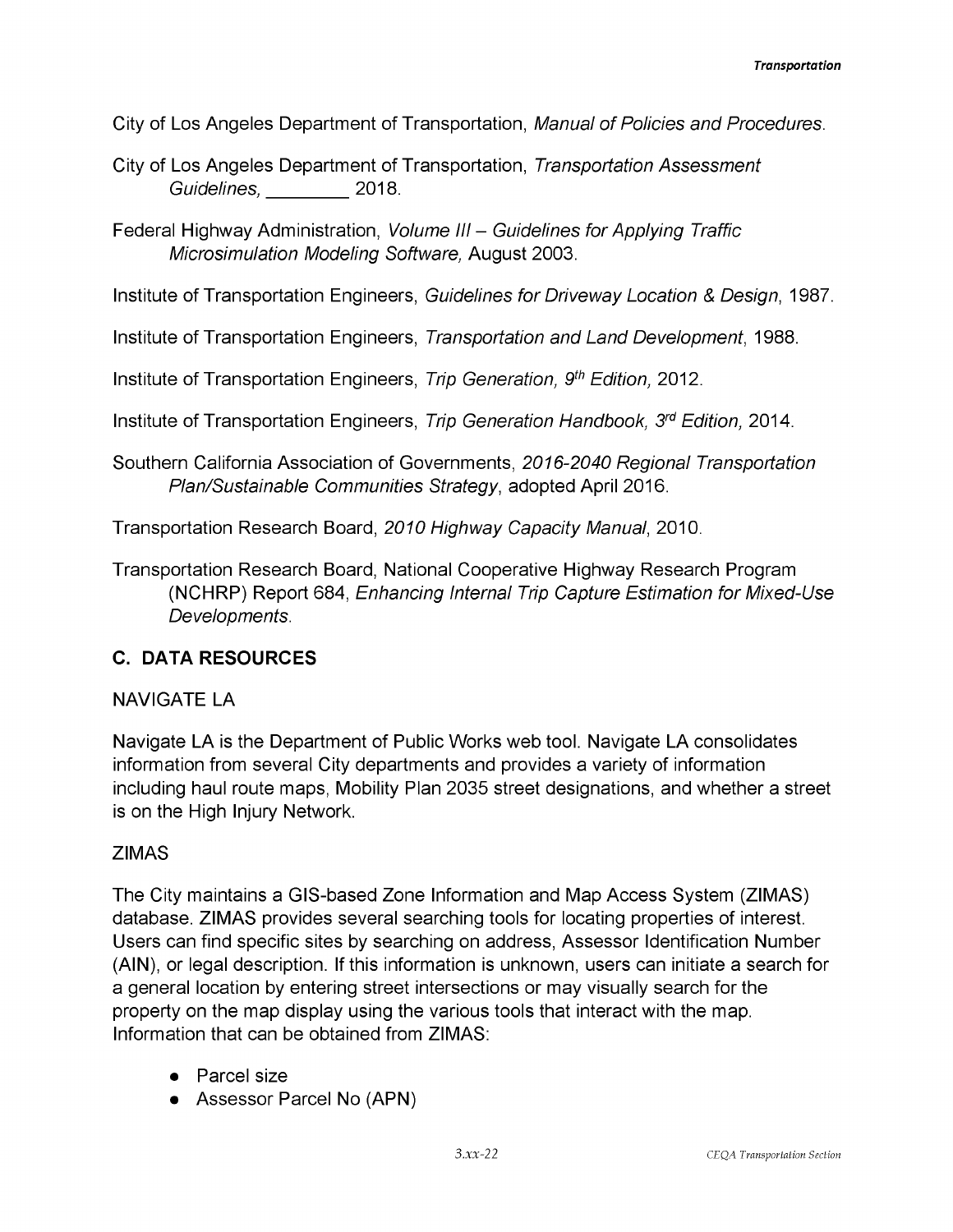City of Los Angeles Department of Transportation, *Manual of Policies and Procedures*.

City of Los Angeles Department of Transportation, *Transportation Assessment Guidelines,* ________ 2018.

Federal Highway Administration, *Volume III – Guidelines for Applying Traffic Microsimulation Modeling Software,* August 2003.

Institute of Transportation Engineers, *Guidelines for Driveway Location & Design*, 1987.

Institute of Transportation Engineers, *Transportation and Land Development*, 1988.

Institute of Transportation Engineers, *Trip Generation, 9th Edition,* 2012.

Institute of Transportation Engineers, *Trip Generation Handbook, 3rd Edition,* 2014.

Southern California Association of Governments, *2016-2040 Regional Transportation Plan/Sustainable Communities Strategy*, adopted April 2016.

Transportation Research Board, *2010 Highway Capacity Manual*, 2010.

Transportation Research Board, National Cooperative Highway Research Program (NCHRP) Report 684, *Enhancing Internal Trip Capture Estimation for Mixed-Use Developments*.

## C. DATA RESOURCES

NAVIGATE LA

Navigate LA is the Department of Public Works web tool. Navigate LA consolidates information from several City departments and provides a variety of information including haul route maps, Mobility Plan 2035 street designations, and whether a street is on the High Injury Network.

ZIMAS

The City maintains a GIS-based Zone Information and Map Access System (ZIMAS) database. ZIMAS provides several searching tools for locating properties of interest. Users can find specific sites by searching on address, Assessor Identification Number (AIN), or legal description. If this information is unknown, users can initiate a search for a general location by entering street intersections or may visually search for the property on the map display using the various tools that interact with the map. Information that can be obtained from ZIMAS:

- Parcel size
- Assessor Parcel No (APN)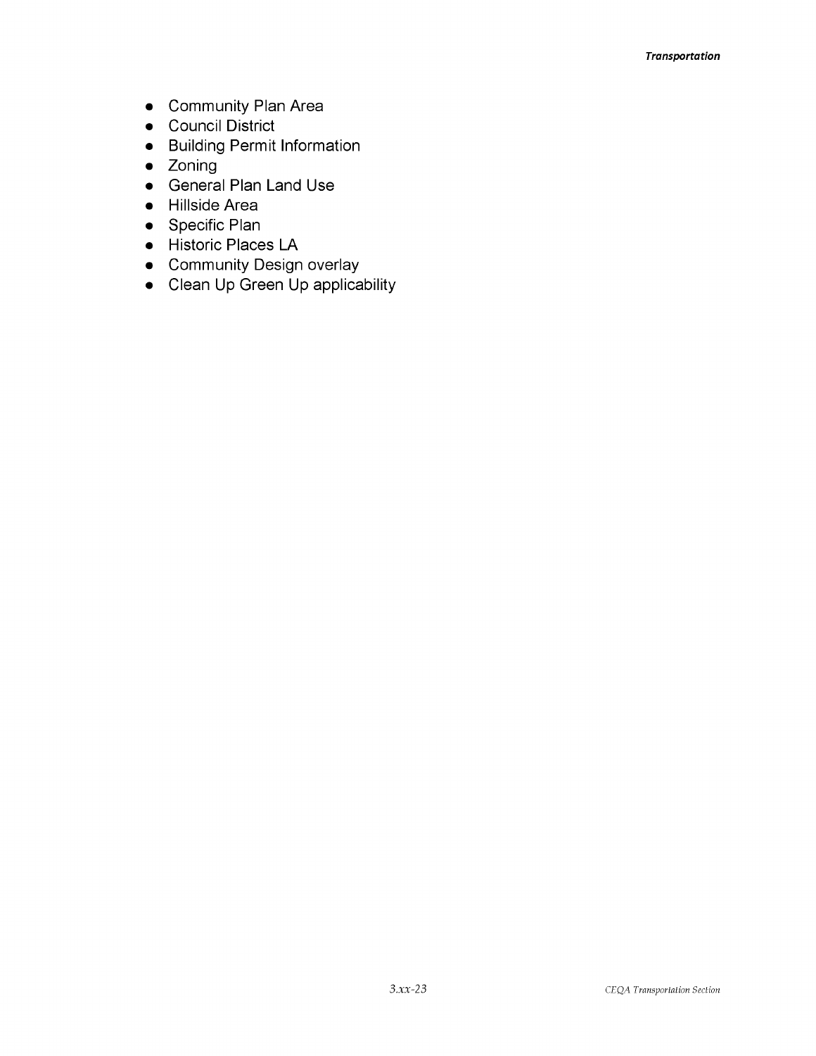- Community Plan Area
- Council District
- Building Permit Information
- Zoning
- General Plan Land Use
- Hillside Area
- Specific Plan
- Historic Places LA
- Community Design overlay
- Clean Up Green Up applicability